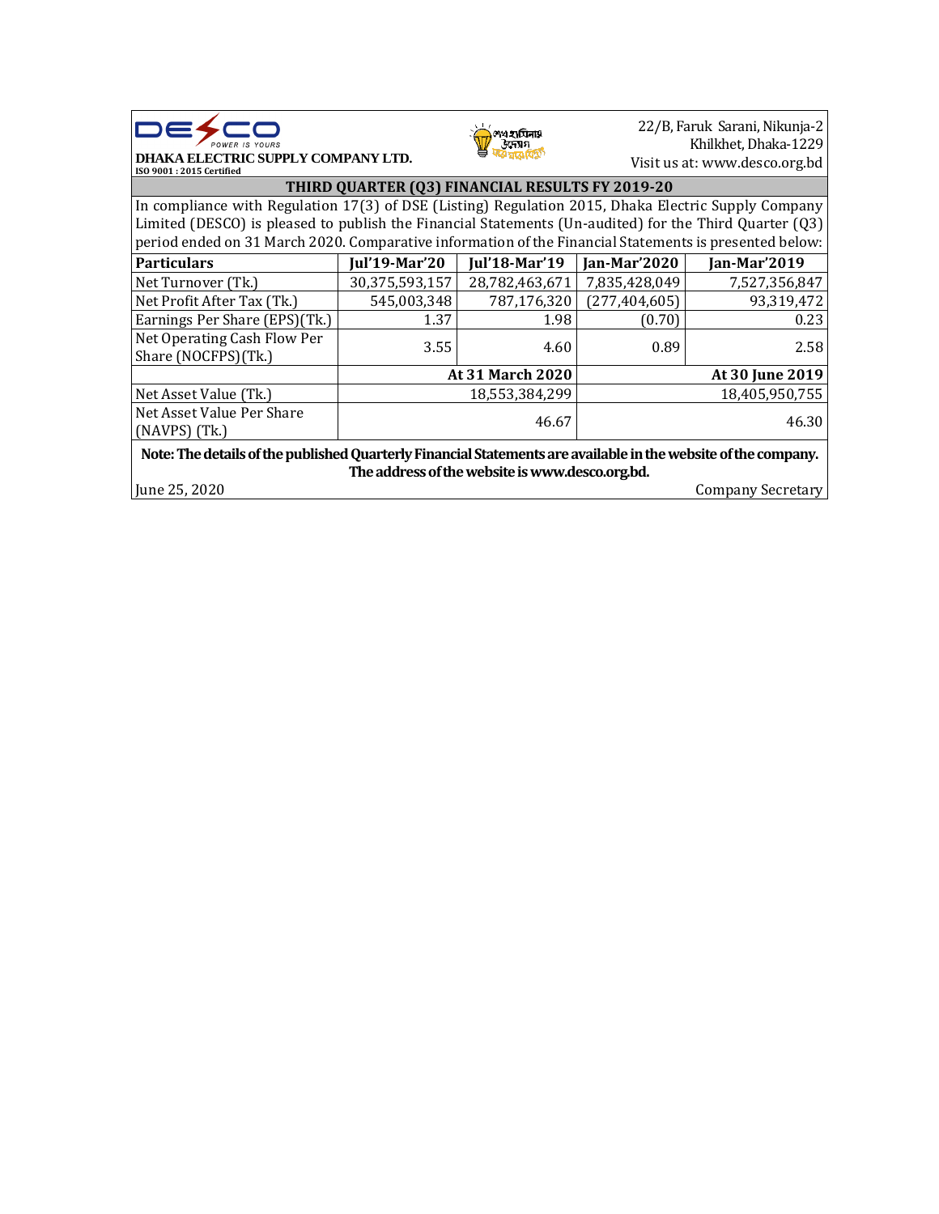DESCO

POWER IS YOURS

**DHAKA ELECTRIC SUPPLY COMPANY LTD.**

**ISO 9001 : 2015 Certified**

শেখ হাসিনার উদ্যোগ ঘরে ঘরে বিদ্যুৎ

22/B, Faruk Sarani, Nikunja-2
Khilkhet, Dhaka-1229
Visit us at: www.desco.org.bd

## THIRD QUARTER (Q3) FINANCIAL RESULTS FY 2019-20

In compliance with Regulation 17(3) of DSE (Listing) Regulation 2015, Dhaka Electric Supply Company Limited (DESCO) is pleased to publish the Financial Statements (Un-audited) for the Third Quarter (Q3) period ended on 31 March 2020. Comparative information of the Financial Statements is presented below:

| Particulars | Jul'19-Mar'20 | Jul'18-Mar'19 | Jan-Mar'2020 | Jan-Mar'2019 |
|---|---|---|---|---|
| Net Turnover (Tk.) | 30,375,593,157 | 28,782,463,671 | 7,835,428,049 | 7,527,356,847 |
| Net Profit After Tax (Tk.) | 545,003,348 | 787,176,320 | (277,404,605) | 93,319,472 |
| Earnings Per Share (EPS)(Tk.) | 1.37 | 1.98 | (0.70) | 0.23 |
| Net Operating Cash Flow Per Share (NOCFPS)(Tk.) | 3.55 | 4.60 | 0.89 | 2.58 |
| | **At 31 March 2020** | | **At 30 June 2019** | |
| Net Asset Value (Tk.) | 18,553,384,299 | | 18,405,950,755 | |
| Net Asset Value Per Share (NAVPS) (Tk.) | 46.67 | | 46.30 | |

**Note: The details of the published Quarterly Financial Statements are available in the website of the company. The address of the website is www.desco.org.bd.**

June 25, 2020

Company Secretary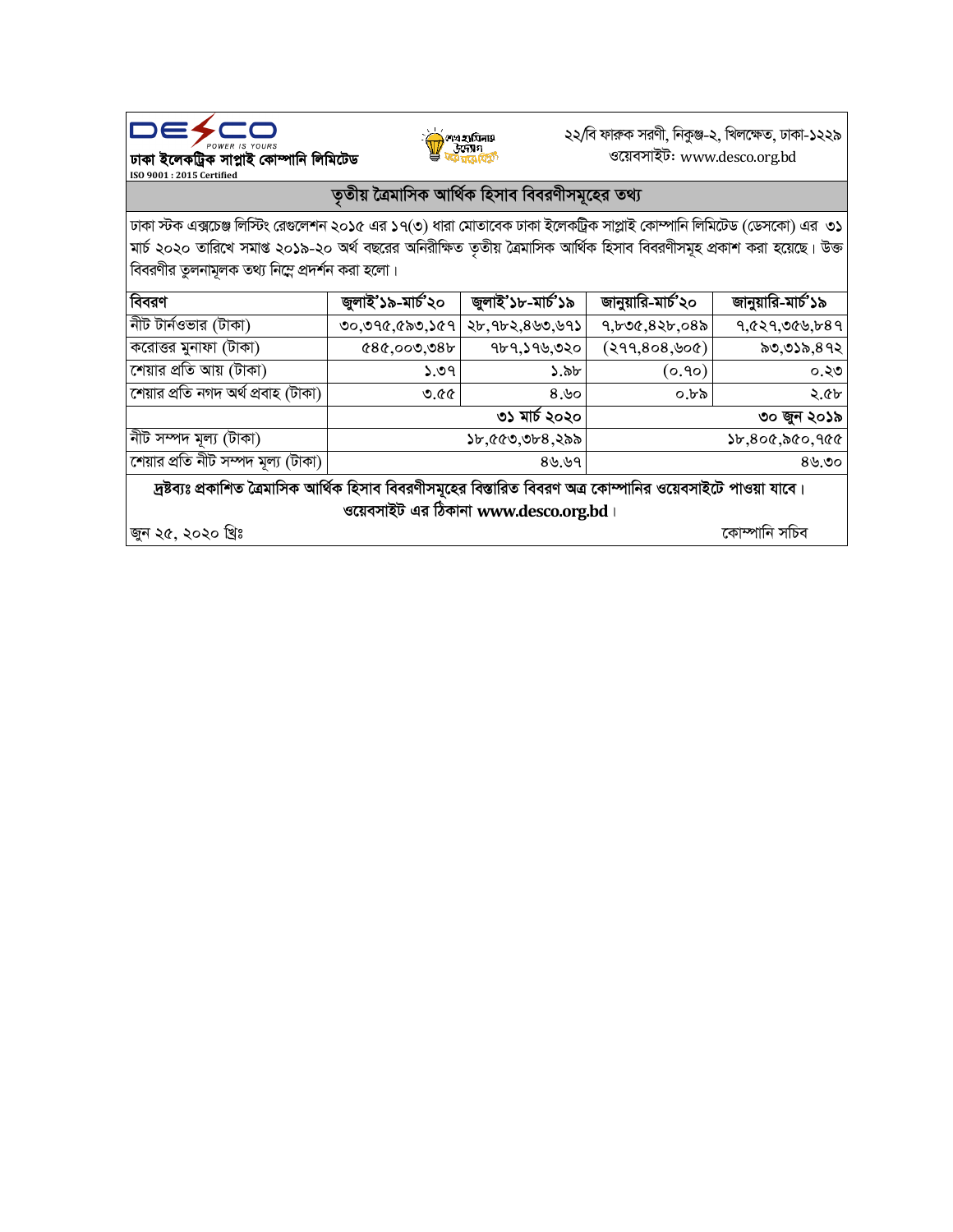**DESCO**
POWER IS YOURS
**ঢাকা ইলেকট্রিক সাপ্লাই কোম্পানি লিমিটেড**
**ISO 9001 : 2015 Certified**

শেখ হাসিনার উদ্যোগ ঘরে ঘরে বিদ্যুৎ

২২/বি ফারুক সরণী, নিকুঞ্জ-২, খিলক্ষেত, ঢাকা-১২২৯
ওয়েবসাইটঃ www.desco.org.bd

## তৃতীয় ত্রৈমাসিক আর্থিক হিসাব বিবরণীসমূহের তথ্য

ঢাকা স্টক এক্সচেঞ্জ লিস্টিং রেগুলেশন ২০১৫ এর ১৭(৩) ধারা মোতাবেক ঢাকা ইলেকট্রিক সাপ্লাই কোম্পানি লিমিটেড (ডেসকো) এর ৩১ মার্চ ২০২০ তারিখে সমাপ্ত ২০১৯-২০ অর্থ বছরের অনিরীক্ষিত তৃতীয় ত্রৈমাসিক আর্থিক হিসাব বিবরণীসমূহ প্রকাশ করা হয়েছে। উক্ত বিবরণীর তুলনামূলক তথ্য নিম্নে প্রদর্শন করা হলো।

| **বিবরণ** | **জুলাই'১৯-মার্চ'২০** | **জুলাই'১৮-মার্চ'১৯** | **জানুয়ারি-মার্চ'২০** | **জানুয়ারি-মার্চ'১৯** |
|---|---|---|---|---|
| নীট টার্নওভার (টাকা) | ৩০,৩৭৫,৫৯৩,১৫৭ | ২৮,৭৮২,৪৬৩,৬৭১ | ৭,৮৩৫,৪২৮,০৪৯ | ৭,৫২৭,৩৫৬,৮৪৭ |
| করোত্তর মুনাফা (টাকা) | ৫৪৫,০০৩,৩৪৮ | ৭৮৭,১৭৬,৩২০ | (২৭৭,৪০৪,৬০৫) | ৯৩,৩১৯,৪৭২ |
| শেয়ার প্রতি আয় (টাকা) | ১.৩৭ | ১.৯৮ | (০.৭০) | ০.২৩ |
| শেয়ার প্রতি নগদ অর্থ প্রবাহ (টাকা) | ৩.৫৫ | ৪.৬০ | ০.৮৯ | ২.৫৮ |
| | **৩১ মার্চ ২০২০** | | **৩০ জুন ২০১৯** | |
| নীট সম্পদ মূল্য (টাকা) | ১৮,৫৫৩,৩৮৪,২৯৯ | | ১৮,৪০৫,৯৫০,৭৫৫ | |
| শেয়ার প্রতি নীট সম্পদ মূল্য (টাকা) | ৪৬.৬৭ | | ৪৬.৩০ | |

**দ্রষ্টব্যঃ প্রকাশিত ত্রৈমাসিক আর্থিক হিসাব বিবরণীসমূহের বিস্তারিত বিবরণ অত্র কোম্পানির ওয়েবসাইটে পাওয়া যাবে। ওয়েবসাইট এর ঠিকানা www.desco.org.bd।**

জুন ২৫, ২০২০ খ্রিঃ

কোম্পানি সচিব